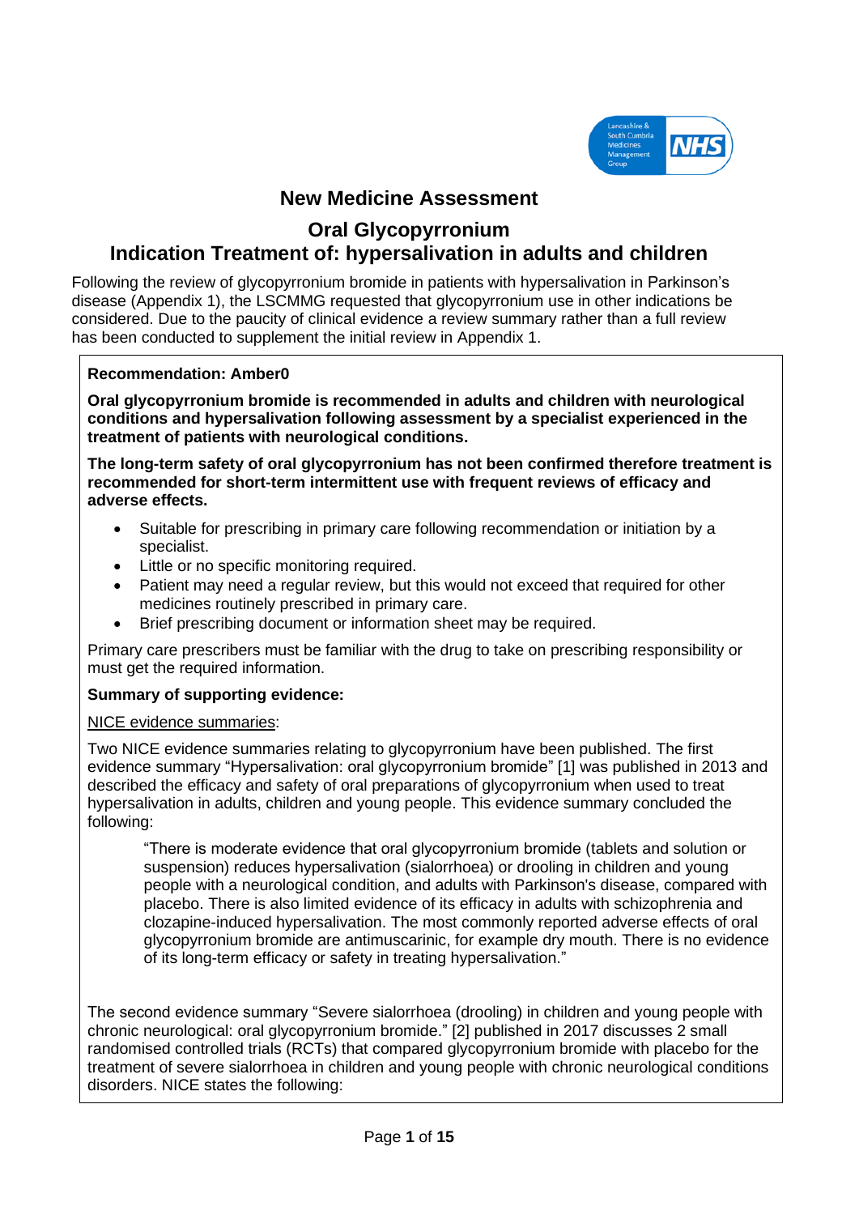# New Medicine Assessment

## Oral Glycopyrronium

## Indication Treatment of: hypersalivation in adults and children

Following the review of glycopyrronium bromide in patients with hypersalivation in Parkinson's disease (Appendix 1), the LSCMMG requested that glycopyrronium use in other indications be considered. Due to the paucity of clinical evidence a review summary rather than a full review has been conducted to supplement the initial review in Appendix 1.

**Recommendation: Amber0**

**Oral glycopyrronium bromide is recommended in adults and children with neurological conditions and hypersalivation following assessment by a specialist experienced in the treatment of patients with neurological conditions.**

**The long-term safety of oral glycopyrronium has not been confirmed therefore treatment is recommended for short-term intermittent use with frequent reviews of efficacy and adverse effects.**

- Suitable for prescribing in primary care following recommendation or initiation by a specialist.
- Little or no specific monitoring required.
- Patient may need a regular review, but this would not exceed that required for other medicines routinely prescribed in primary care.
- Brief prescribing document or information sheet may be required.

Primary care prescribers must be familiar with the drug to take on prescribing responsibility or must get the required information.

**Summary of supporting evidence:**

NICE evidence summaries:

Two NICE evidence summaries relating to glycopyrronium have been published. The first evidence summary "Hypersalivation: oral glycopyrronium bromide" [1] was published in 2013 and described the efficacy and safety of oral preparations of glycopyrronium when used to treat hypersalivation in adults, children and young people. This evidence summary concluded the following:

> "There is moderate evidence that oral glycopyrronium bromide (tablets and solution or suspension) reduces hypersalivation (sialorrhoea) or drooling in children and young people with a neurological condition, and adults with Parkinson's disease, compared with placebo. There is also limited evidence of its efficacy in adults with schizophrenia and clozapine-induced hypersalivation. The most commonly reported adverse effects of oral glycopyrronium bromide are antimuscarinic, for example dry mouth. There is no evidence of its long-term efficacy or safety in treating hypersalivation."

The second evidence summary "Severe sialorrhoea (drooling) in children and young people with chronic neurological: oral glycopyrronium bromide." [2] published in 2017 discusses 2 small randomised controlled trials (RCTs) that compared glycopyrronium bromide with placebo for the treatment of severe sialorrhoea in children and young people with chronic neurological conditions disorders. NICE states the following: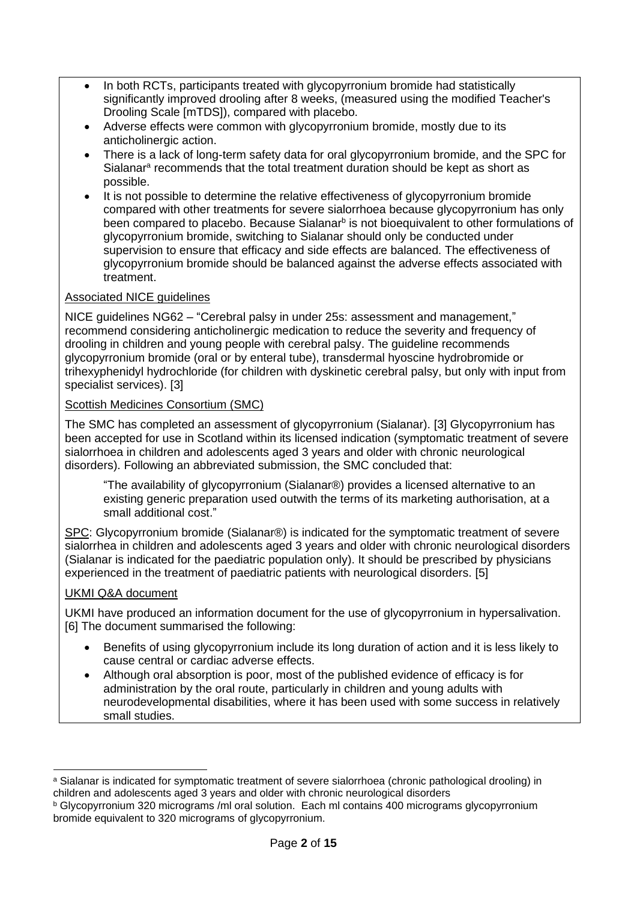- In both RCTs, participants treated with glycopyrronium bromide had statistically significantly improved drooling after 8 weeks, (measured using the modified Teacher's Drooling Scale [mTDS]), compared with placebo.
- Adverse effects were common with glycopyrronium bromide, mostly due to its anticholinergic action.
- There is a lack of long-term safety data for oral glycopyrronium bromide, and the SPC for Sialanar[a] recommends that the total treatment duration should be kept as short as possible.
- It is not possible to determine the relative effectiveness of glycopyrronium bromide compared with other treatments for severe sialorrhoea because glycopyrronium has only been compared to placebo. Because Sialanar[b] is not bioequivalent to other formulations of glycopyrronium bromide, switching to Sialanar should only be conducted under supervision to ensure that efficacy and side effects are balanced. The effectiveness of glycopyrronium bromide should be balanced against the adverse effects associated with treatment.

Associated NICE guidelines

NICE guidelines NG62 – "Cerebral palsy in under 25s: assessment and management," recommend considering anticholinergic medication to reduce the severity and frequency of drooling in children and young people with cerebral palsy. The guideline recommends glycopyrronium bromide (oral or by enteral tube), transdermal hyoscine hydrobromide or trihexyphenidyl hydrochloride (for children with dyskinetic cerebral palsy, but only with input from specialist services). [3]

Scottish Medicines Consortium (SMC)

The SMC has completed an assessment of glycopyrronium (Sialanar). [3] Glycopyrronium has been accepted for use in Scotland within its licensed indication (symptomatic treatment of severe sialorrhoea in children and adolescents aged 3 years and older with chronic neurological disorders). Following an abbreviated submission, the SMC concluded that:

> "The availability of glycopyrronium (Sialanar®) provides a licensed alternative to an existing generic preparation used outwith the terms of its marketing authorisation, at a small additional cost."

SPC: Glycopyrronium bromide (Sialanar®) is indicated for the symptomatic treatment of severe sialorrhea in children and adolescents aged 3 years and older with chronic neurological disorders (Sialanar is indicated for the paediatric population only). It should be prescribed by physicians experienced in the treatment of paediatric patients with neurological disorders. [5]

UKMI Q&A document

UKMI have produced an information document for the use of glycopyrronium in hypersalivation. [6] The document summarised the following:

- Benefits of using glycopyrronium include its long duration of action and it is less likely to cause central or cardiac adverse effects.
- Although oral absorption is poor, most of the published evidence of efficacy is for administration by the oral route, particularly in children and young adults with neurodevelopmental disabilities, where it has been used with some success in relatively small studies.

---

[a] Sialanar is indicated for symptomatic treatment of severe sialorrhoea (chronic pathological drooling) in children and adolescents aged 3 years and older with chronic neurological disorders

[b] Glycopyrronium 320 micrograms /ml oral solution. Each ml contains 400 micrograms glycopyrronium bromide equivalent to 320 micrograms of glycopyrronium.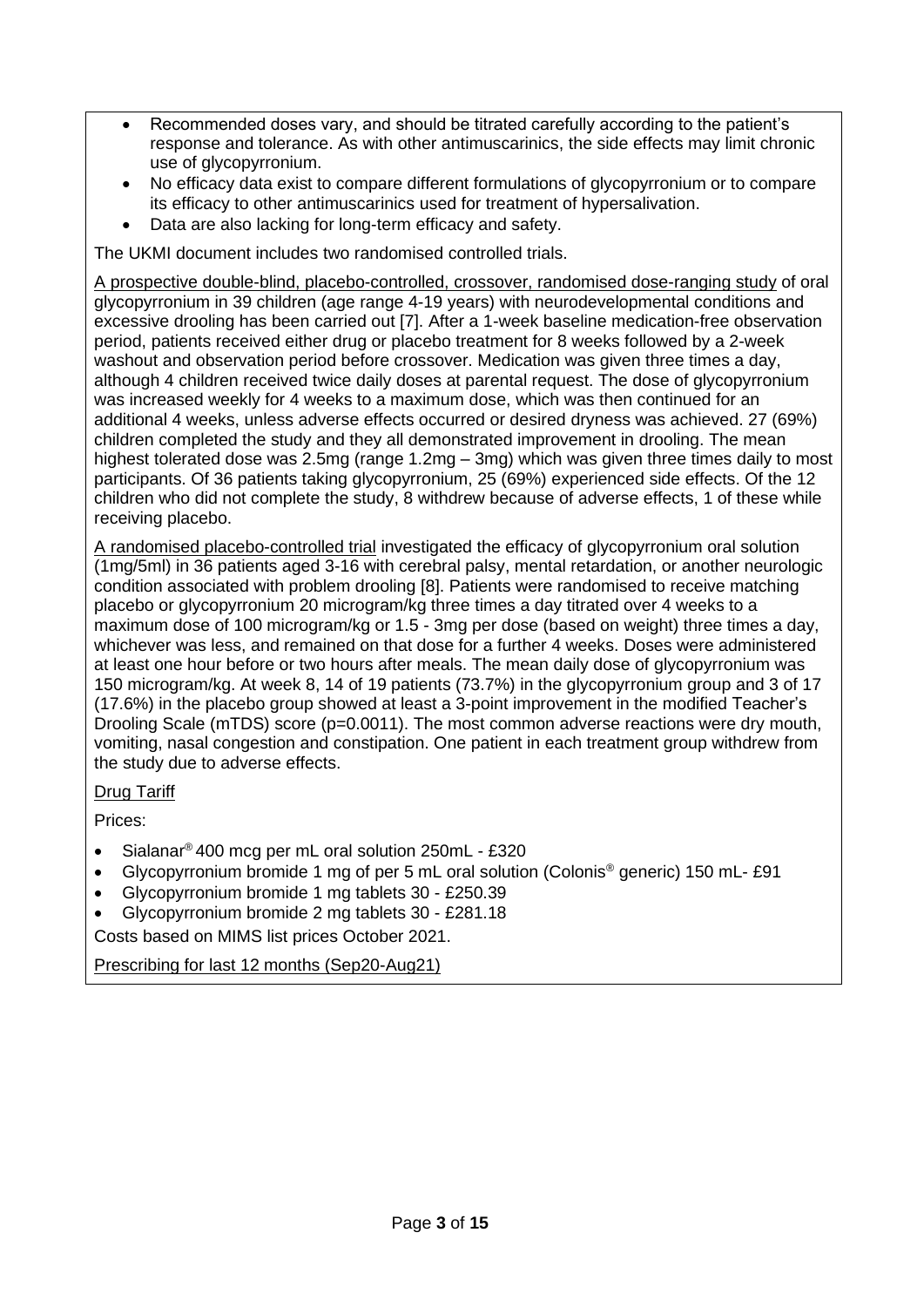- Recommended doses vary, and should be titrated carefully according to the patient's response and tolerance. As with other antimuscarinics, the side effects may limit chronic use of glycopyrronium.
- No efficacy data exist to compare different formulations of glycopyrronium or to compare its efficacy to other antimuscarinics used for treatment of hypersalivation.
- Data are also lacking for long-term efficacy and safety.

The UKMI document includes two randomised controlled trials.

A prospective double-blind, placebo-controlled, crossover, randomised dose-ranging study of oral glycopyrronium in 39 children (age range 4-19 years) with neurodevelopmental conditions and excessive drooling has been carried out [7]. After a 1-week baseline medication-free observation period, patients received either drug or placebo treatment for 8 weeks followed by a 2-week washout and observation period before crossover. Medication was given three times a day, although 4 children received twice daily doses at parental request. The dose of glycopyrronium was increased weekly for 4 weeks to a maximum dose, which was then continued for an additional 4 weeks, unless adverse effects occurred or desired dryness was achieved. 27 (69%) children completed the study and they all demonstrated improvement in drooling. The mean highest tolerated dose was 2.5mg (range 1.2mg – 3mg) which was given three times daily to most participants. Of 36 patients taking glycopyrronium, 25 (69%) experienced side effects. Of the 12 children who did not complete the study, 8 withdrew because of adverse effects, 1 of these while receiving placebo.

A randomised placebo-controlled trial investigated the efficacy of glycopyrronium oral solution (1mg/5ml) in 36 patients aged 3-16 with cerebral palsy, mental retardation, or another neurologic condition associated with problem drooling [8]. Patients were randomised to receive matching placebo or glycopyrronium 20 microgram/kg three times a day titrated over 4 weeks to a maximum dose of 100 microgram/kg or 1.5 - 3mg per dose (based on weight) three times a day, whichever was less, and remained on that dose for a further 4 weeks. Doses were administered at least one hour before or two hours after meals. The mean daily dose of glycopyrronium was 150 microgram/kg. At week 8, 14 of 19 patients (73.7%) in the glycopyrronium group and 3 of 17 (17.6%) in the placebo group showed at least a 3-point improvement in the modified Teacher's Drooling Scale (mTDS) score ($p=0.0011$). The most common adverse reactions were dry mouth, vomiting, nasal congestion and constipation. One patient in each treatment group withdrew from the study due to adverse effects.

Drug Tariff

Prices:

- Sialanar® 400 mcg per mL oral solution 250mL - £320
- Glycopyrronium bromide 1 mg of per 5 mL oral solution (Colonis® generic) 150 mL- £91
- Glycopyrronium bromide 1 mg tablets 30 - £250.39
- Glycopyrronium bromide 2 mg tablets 30 - £281.18

Costs based on MIMS list prices October 2021.

Prescribing for last 12 months (Sep20-Aug21)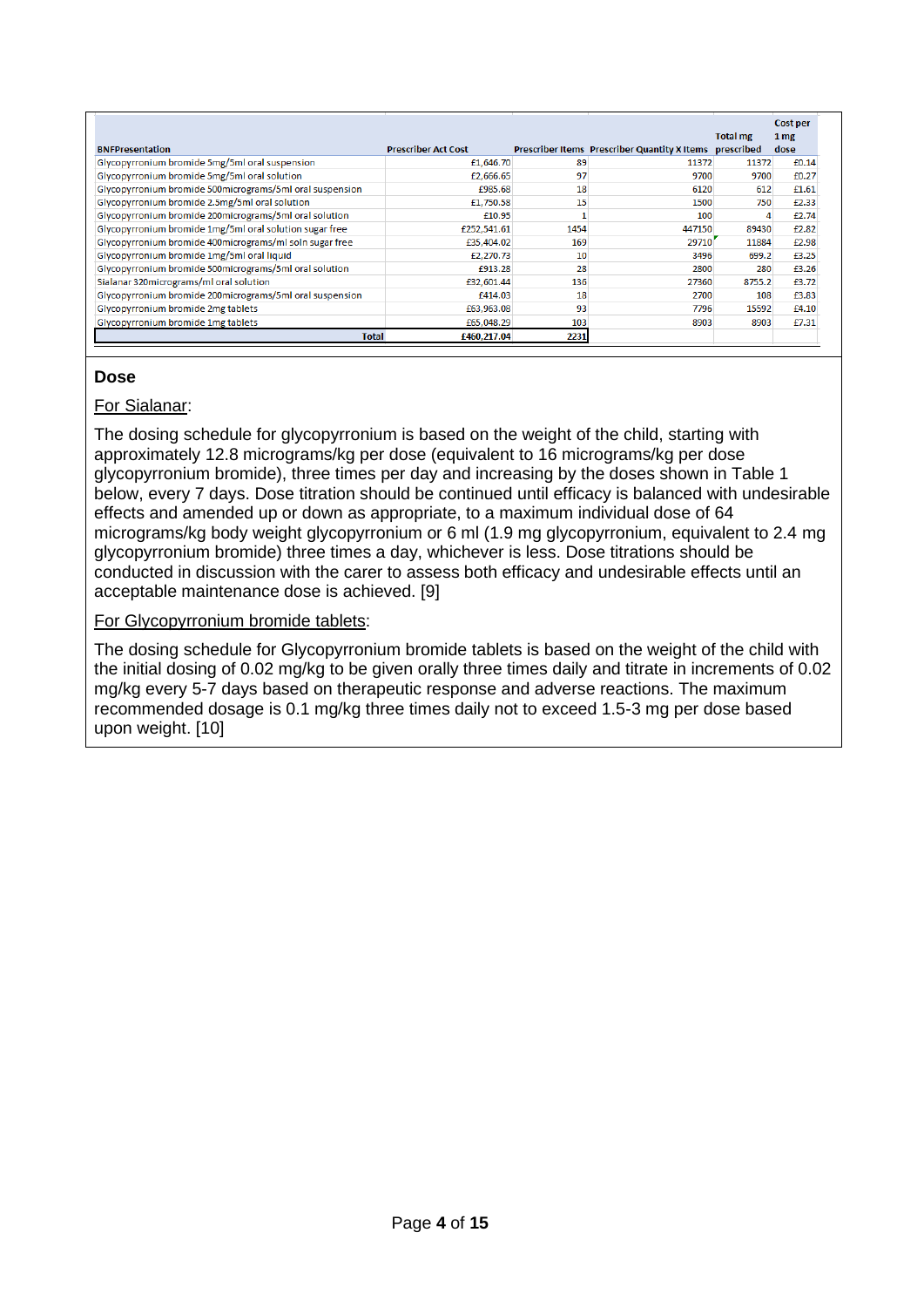| BNFPresentation | Prescriber Act Cost | Prescriber Items | Prescriber Quantity X Items | Total mg prescribed | Cost per 1 mg dose |
|---|---|---|---|---|---|
| Glycopyrronium bromide 5mg/5ml oral suspension | £1,646.70 | 89 | 11372 | 11372 | £0.14 |
| Glycopyrronium bromide 5mg/5ml oral solution | £2,666.65 | 97 | 9700 | 9700 | £0.27 |
| Glycopyrronium bromide 500micrograms/5ml oral suspension | £985.68 | 18 | 6120 | 612 | £1.61 |
| Glycopyrronium bromide 2.5mg/5ml oral solution | £1,750.58 | 15 | 1500 | 750 | £2.33 |
| Glycopyrronium bromide 200micrograms/5ml oral solution | £10.95 | 1 | 100 | 4 | £2.74 |
| Glycopyrronium bromide 1mg/5ml oral solution sugar free | £252,541.61 | 1454 | 447150 | 89430 | £2.82 |
| Glycopyrronium bromide 400micrograms/ml soln sugar free | £35,404.02 | 169 | 29710 | 11884 | £2.98 |
| Glycopyrronium bromide 1mg/5ml oral liquid | £2,270.73 | 10 | 3496 | 699.2 | £3.25 |
| Glycopyrronium bromide 500micrograms/5ml oral solution | £913.28 | 28 | 2800 | 280 | £3.26 |
| Sialanar 320micrograms/ml oral solution | £32,601.44 | 136 | 27360 | 8755.2 | £3.72 |
| Glycopyrronium bromide 200micrograms/5ml oral suspension | £414.03 | 18 | 2700 | 108 | £3.83 |
| Glycopyrronium bromide 2mg tablets | £63,963.08 | 93 | 7796 | 15592 | £4.10 |
| Glycopyrronium bromide 1mg tablets | £65,048.29 | 103 | 8903 | 8903 | £7.31 |
| **Total** | **£460,217.04** | **2231** | | | |

## Dose

For Sialanar:

The dosing schedule for glycopyrronium is based on the weight of the child, starting with approximately 12.8 micrograms/kg per dose (equivalent to 16 micrograms/kg per dose glycopyrronium bromide), three times per day and increasing by the doses shown in Table 1 below, every 7 days. Dose titration should be continued until efficacy is balanced with undesirable effects and amended up or down as appropriate, to a maximum individual dose of 64 micrograms/kg body weight glycopyrronium or 6 ml (1.9 mg glycopyrronium, equivalent to 2.4 mg glycopyrronium bromide) three times a day, whichever is less. Dose titrations should be conducted in discussion with the carer to assess both efficacy and undesirable effects until an acceptable maintenance dose is achieved. [9]

For Glycopyrronium bromide tablets:

The dosing schedule for Glycopyrronium bromide tablets is based on the weight of the child with the initial dosing of 0.02 mg/kg to be given orally three times daily and titrate in increments of 0.02 mg/kg every 5-7 days based on therapeutic response and adverse reactions. The maximum recommended dosage is 0.1 mg/kg three times daily not to exceed 1.5-3 mg per dose based upon weight. [10]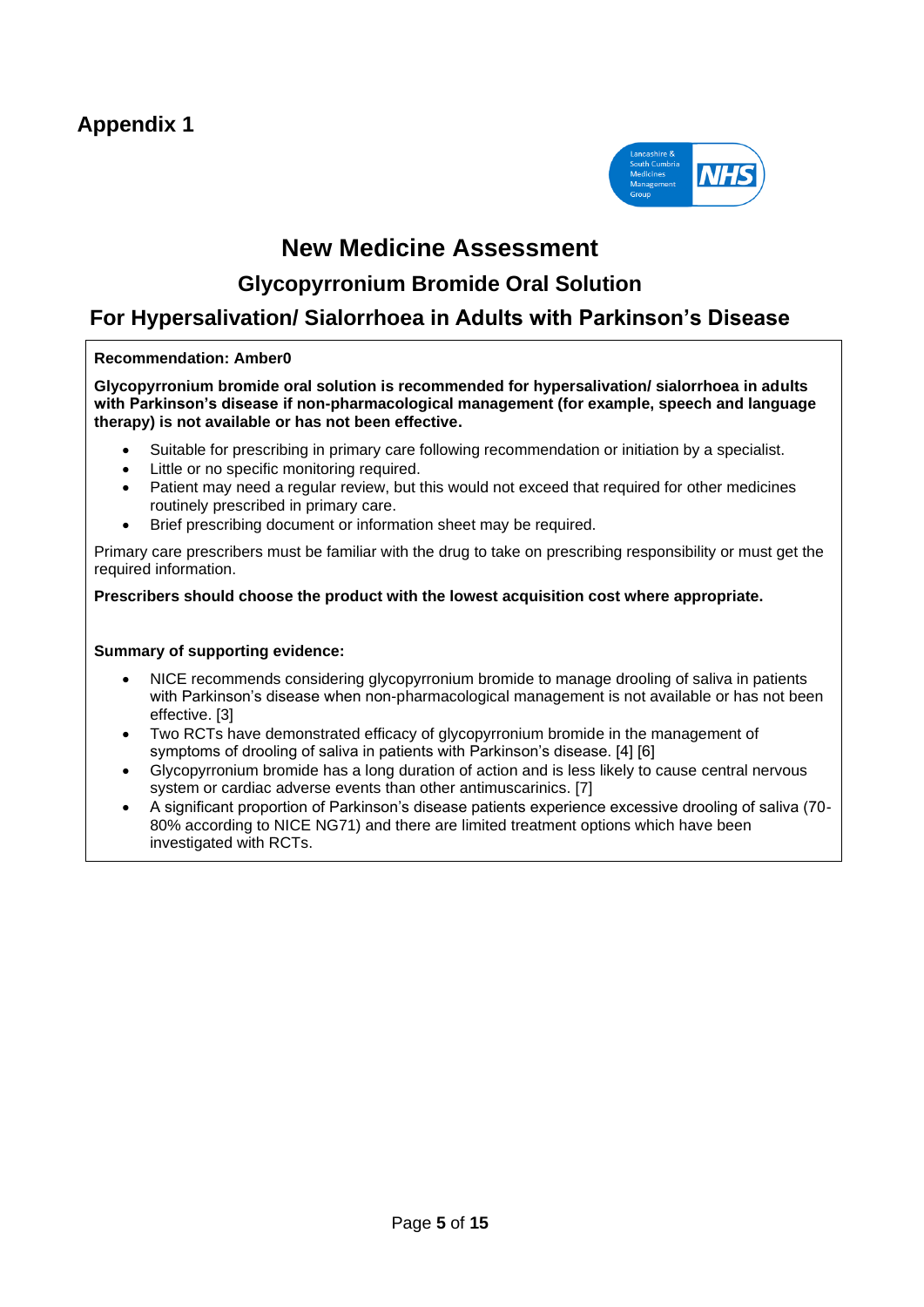## Appendix 1

# New Medicine Assessment

## Glycopyrronium Bromide Oral Solution

## For Hypersalivation/ Sialorrhoea in Adults with Parkinson's Disease

**Recommendation: Amber0**

**Glycopyrronium bromide oral solution is recommended for hypersalivation/ sialorrhoea in adults with Parkinson's disease if non-pharmacological management (for example, speech and language therapy) is not available or has not been effective.**

- Suitable for prescribing in primary care following recommendation or initiation by a specialist.
- Little or no specific monitoring required.
- Patient may need a regular review, but this would not exceed that required for other medicines routinely prescribed in primary care.
- Brief prescribing document or information sheet may be required.

Primary care prescribers must be familiar with the drug to take on prescribing responsibility or must get the required information.

**Prescribers should choose the product with the lowest acquisition cost where appropriate.**

**Summary of supporting evidence:**

- NICE recommends considering glycopyrronium bromide to manage drooling of saliva in patients with Parkinson's disease when non-pharmacological management is not available or has not been effective. [3]
- Two RCTs have demonstrated efficacy of glycopyrronium bromide in the management of symptoms of drooling of saliva in patients with Parkinson's disease. [4] [6]
- Glycopyrronium bromide has a long duration of action and is less likely to cause central nervous system or cardiac adverse events than other antimuscarinics. [7]
- A significant proportion of Parkinson's disease patients experience excessive drooling of saliva (70-80% according to NICE NG71) and there are limited treatment options which have been investigated with RCTs.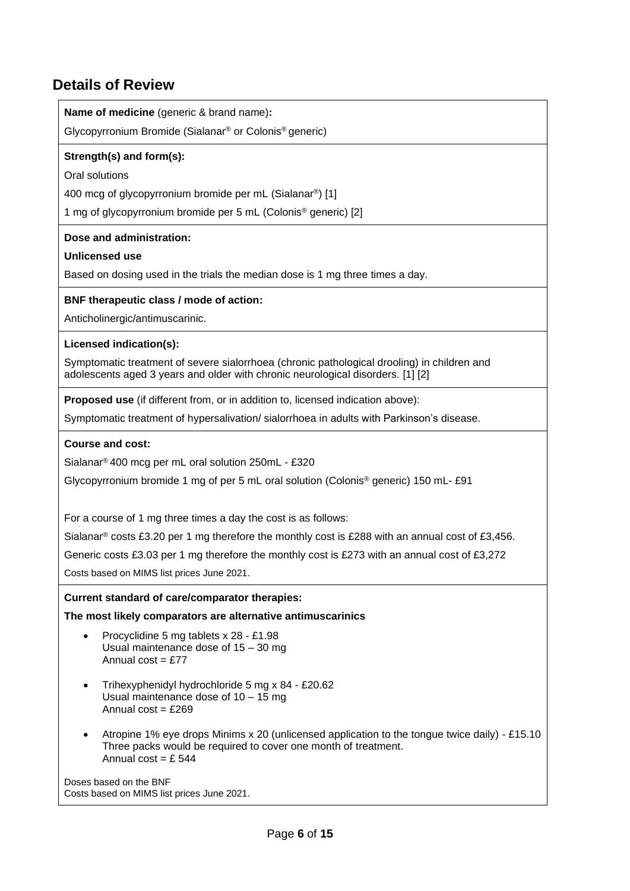## Details of Review

**Name of medicine** (generic & brand name)**:**

Glycopyrronium Bromide (Sialanar® or Colonis® generic)

**Strength(s) and form(s):**

Oral solutions

400 mcg of glycopyrronium bromide per mL (Sialanar®) [1]

1 mg of glycopyrronium bromide per 5 mL (Colonis® generic) [2]

**Dose and administration:**

**Unlicensed use**

Based on dosing used in the trials the median dose is 1 mg three times a day.

**BNF therapeutic class / mode of action:**

Anticholinergic/antimuscarinic.

**Licensed indication(s):**

Symptomatic treatment of severe sialorrhoea (chronic pathological drooling) in children and adolescents aged 3 years and older with chronic neurological disorders. [1] [2]

**Proposed use** (if different from, or in addition to, licensed indication above):

Symptomatic treatment of hypersalivation/ sialorrhoea in adults with Parkinson's disease.

**Course and cost:**

Sialanar® 400 mcg per mL oral solution 250mL - £320

Glycopyrronium bromide 1 mg of per 5 mL oral solution (Colonis® generic) 150 mL- £91

For a course of 1 mg three times a day the cost is as follows:

Sialanar® costs £3.20 per 1 mg therefore the monthly cost is £288 with an annual cost of £3,456.

Generic costs £3.03 per 1 mg therefore the monthly cost is £273 with an annual cost of £3,272

Costs based on MIMS list prices June 2021.

**Current standard of care/comparator therapies:**

**The most likely comparators are alternative antimuscarinics**

- Procyclidine 5 mg tablets x 28 - £1.98
  Usual maintenance dose of 15 – 30 mg
  Annual cost = £77

- Trihexyphenidyl hydrochloride 5 mg x 84 - £20.62
  Usual maintenance dose of 10 – 15 mg
  Annual cost = £269

- Atropine 1% eye drops Minims x 20 (unlicensed application to the tongue twice daily) - £15.10
  Three packs would be required to cover one month of treatment.
  Annual cost = £ 544

Doses based on the BNF
Costs based on MIMS list prices June 2021.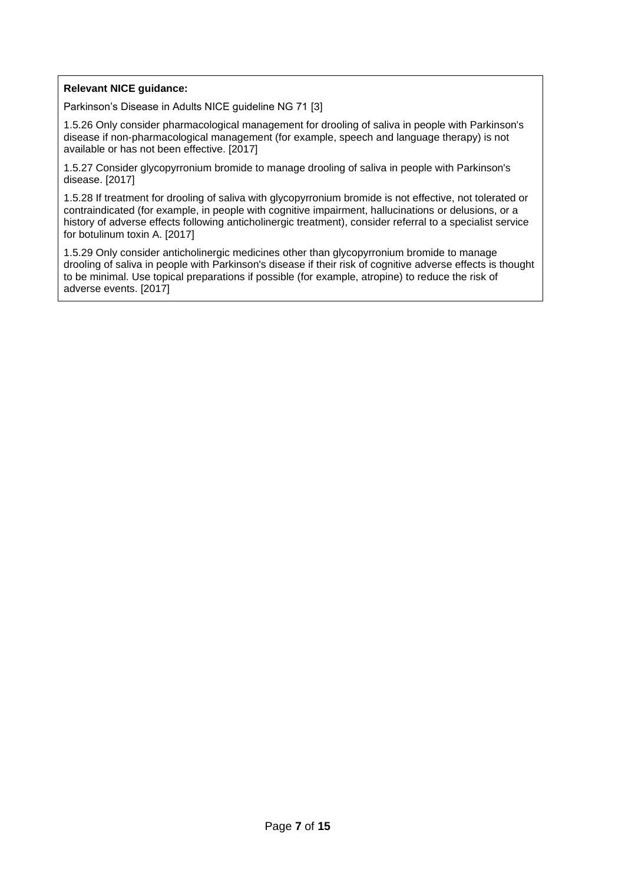**Relevant NICE guidance:**

Parkinson's Disease in Adults NICE guideline NG 71 [3]

1.5.26 Only consider pharmacological management for drooling of saliva in people with Parkinson's disease if non-pharmacological management (for example, speech and language therapy) is not available or has not been effective. [2017]

1.5.27 Consider glycopyrronium bromide to manage drooling of saliva in people with Parkinson's disease. [2017]

1.5.28 If treatment for drooling of saliva with glycopyrronium bromide is not effective, not tolerated or contraindicated (for example, in people with cognitive impairment, hallucinations or delusions, or a history of adverse effects following anticholinergic treatment), consider referral to a specialist service for botulinum toxin A. [2017]

1.5.29 Only consider anticholinergic medicines other than glycopyrronium bromide to manage drooling of saliva in people with Parkinson's disease if their risk of cognitive adverse effects is thought to be minimal. Use topical preparations if possible (for example, atropine) to reduce the risk of adverse events. [2017]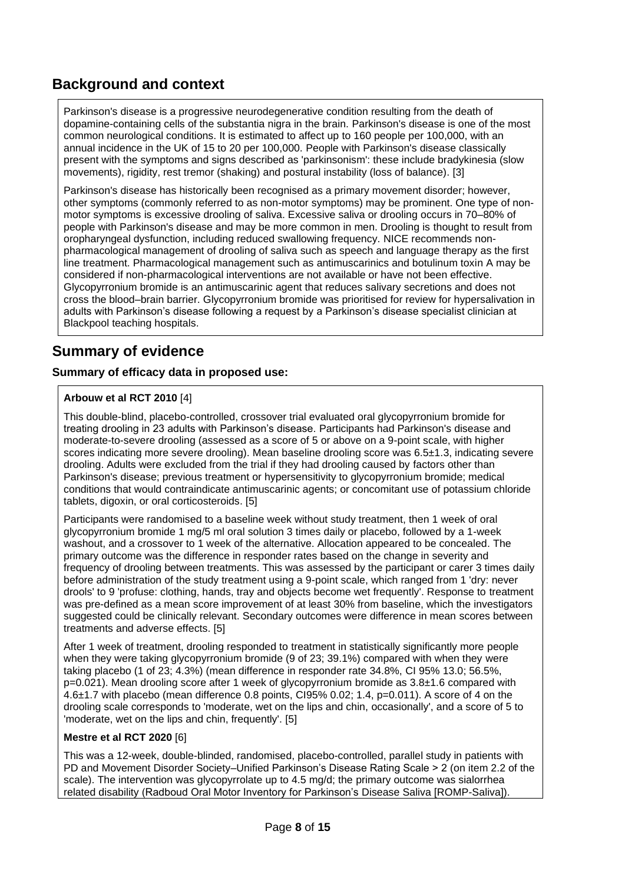## Background and context

Parkinson's disease is a progressive neurodegenerative condition resulting from the death of dopamine-containing cells of the substantia nigra in the brain. Parkinson's disease is one of the most common neurological conditions. It is estimated to affect up to 160 people per 100,000, with an annual incidence in the UK of 15 to 20 per 100,000. People with Parkinson's disease classically present with the symptoms and signs described as 'parkinsonism': these include bradykinesia (slow movements), rigidity, rest tremor (shaking) and postural instability (loss of balance). [3]

Parkinson's disease has historically been recognised as a primary movement disorder; however, other symptoms (commonly referred to as non-motor symptoms) may be prominent. One type of non-motor symptoms is excessive drooling of saliva. Excessive saliva or drooling occurs in 70–80% of people with Parkinson's disease and may be more common in men. Drooling is thought to result from oropharyngeal dysfunction, including reduced swallowing frequency. NICE recommends non-pharmacological management of drooling of saliva such as speech and language therapy as the first line treatment. Pharmacological management such as antimuscarinics and botulinum toxin A may be considered if non-pharmacological interventions are not available or have not been effective. Glycopyrronium bromide is an antimuscarinic agent that reduces salivary secretions and does not cross the blood–brain barrier. Glycopyrronium bromide was prioritised for review for hypersalivation in adults with Parkinson's disease following a request by a Parkinson's disease specialist clinician at Blackpool teaching hospitals.

## Summary of evidence

### Summary of efficacy data in proposed use:

**Arbouw et al RCT 2010** [4]

This double-blind, placebo-controlled, crossover trial evaluated oral glycopyrronium bromide for treating drooling in 23 adults with Parkinson's disease. Participants had Parkinson's disease and moderate-to-severe drooling (assessed as a score of 5 or above on a 9-point scale, with higher scores indicating more severe drooling). Mean baseline drooling score was 6.5±1.3, indicating severe drooling. Adults were excluded from the trial if they had drooling caused by factors other than Parkinson's disease; previous treatment or hypersensitivity to glycopyrronium bromide; medical conditions that would contraindicate antimuscarinic agents; or concomitant use of potassium chloride tablets, digoxin, or oral corticosteroids. [5]

Participants were randomised to a baseline week without study treatment, then 1 week of oral glycopyrronium bromide 1 mg/5 ml oral solution 3 times daily or placebo, followed by a 1-week washout, and a crossover to 1 week of the alternative. Allocation appeared to be concealed. The primary outcome was the difference in responder rates based on the change in severity and frequency of drooling between treatments. This was assessed by the participant or carer 3 times daily before administration of the study treatment using a 9-point scale, which ranged from 1 'dry: never drools' to 9 'profuse: clothing, hands, tray and objects become wet frequently'. Response to treatment was pre-defined as a mean score improvement of at least 30% from baseline, which the investigators suggested could be clinically relevant. Secondary outcomes were difference in mean scores between treatments and adverse effects. [5]

After 1 week of treatment, drooling responded to treatment in statistically significantly more people when they were taking glycopyrronium bromide (9 of 23; 39.1%) compared with when they were taking placebo (1 of 23; 4.3%) (mean difference in responder rate 34.8%, CI 95% 13.0; 56.5%, p=0.021). Mean drooling score after 1 week of glycopyrronium bromide as 3.8±1.6 compared with 4.6±1.7 with placebo (mean difference 0.8 points, CI95% 0.02; 1.4, p=0.011). A score of 4 on the drooling scale corresponds to 'moderate, wet on the lips and chin, occasionally', and a score of 5 to 'moderate, wet on the lips and chin, frequently'. [5]

**Mestre et al RCT 2020** [6]

This was a 12-week, double-blinded, randomised, placebo-controlled, parallel study in patients with PD and Movement Disorder Society–Unified Parkinson's Disease Rating Scale > 2 (on item 2.2 of the scale). The intervention was glycopyrrolate up to 4.5 mg/d; the primary outcome was sialorrhea related disability (Radboud Oral Motor Inventory for Parkinson's Disease Saliva [ROMP-Saliva]).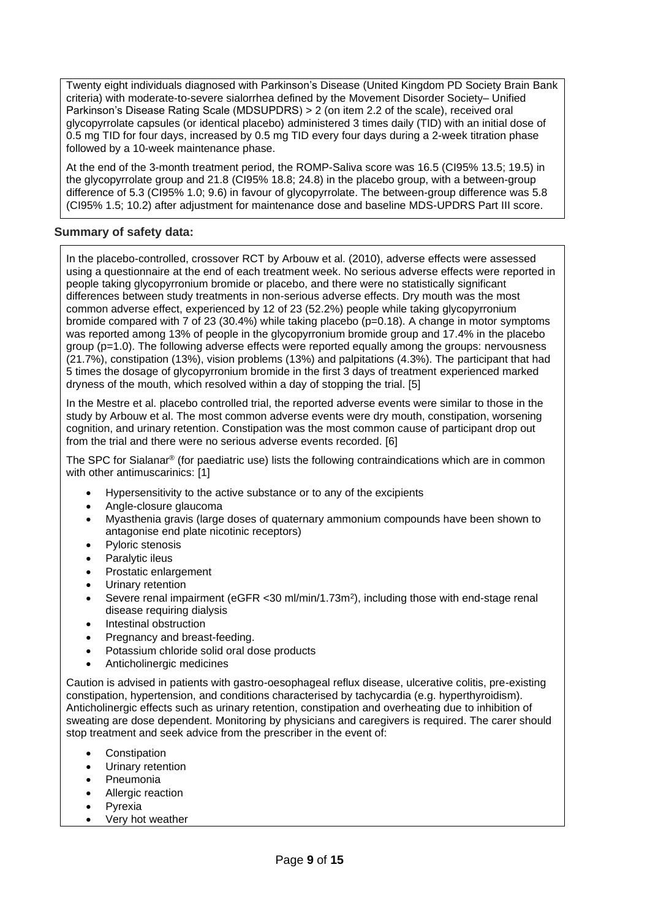Twenty eight individuals diagnosed with Parkinson's Disease (United Kingdom PD Society Brain Bank criteria) with moderate-to-severe sialorrhea defined by the Movement Disorder Society– Unified Parkinson's Disease Rating Scale (MDSUPDRS) > 2 (on item 2.2 of the scale), received oral glycopyrrolate capsules (or identical placebo) administered 3 times daily (TID) with an initial dose of 0.5 mg TID for four days, increased by 0.5 mg TID every four days during a 2-week titration phase followed by a 10-week maintenance phase.

At the end of the 3-month treatment period, the ROMP-Saliva score was 16.5 (CI95% 13.5; 19.5) in the glycopyrrolate group and 21.8 (CI95% 18.8; 24.8) in the placebo group, with a between-group difference of 5.3 (CI95% 1.0; 9.6) in favour of glycopyrrolate. The between-group difference was 5.8 (CI95% 1.5; 10.2) after adjustment for maintenance dose and baseline MDS-UPDRS Part III score.

### Summary of safety data:

In the placebo-controlled, crossover RCT by Arbouw et al. (2010), adverse effects were assessed using a questionnaire at the end of each treatment week. No serious adverse effects were reported in people taking glycopyrronium bromide or placebo, and there were no statistically significant differences between study treatments in non-serious adverse effects. Dry mouth was the most common adverse effect, experienced by 12 of 23 (52.2%) people while taking glycopyrronium bromide compared with 7 of 23 (30.4%) while taking placebo ($p=0.18$). A change in motor symptoms was reported among 13% of people in the glycopyrronium bromide group and 17.4% in the placebo group ($p=1.0$). The following adverse effects were reported equally among the groups: nervousness (21.7%), constipation (13%), vision problems (13%) and palpitations (4.3%). The participant that had 5 times the dosage of glycopyrronium bromide in the first 3 days of treatment experienced marked dryness of the mouth, which resolved within a day of stopping the trial. [5]

In the Mestre et al. placebo controlled trial, the reported adverse events were similar to those in the study by Arbouw et al. The most common adverse events were dry mouth, constipation, worsening cognition, and urinary retention. Constipation was the most common cause of participant drop out from the trial and there were no serious adverse events recorded. [6]

The SPC for Sialanar® (for paediatric use) lists the following contraindications which are in common with other antimuscarinics: [1]

- Hypersensitivity to the active substance or to any of the excipients
- Angle-closure glaucoma
- Myasthenia gravis (large doses of quaternary ammonium compounds have been shown to antagonise end plate nicotinic receptors)
- Pyloric stenosis
- Paralytic ileus
- Prostatic enlargement
- Urinary retention
- Severe renal impairment (eGFR <30 ml/min/1.73m²), including those with end-stage renal disease requiring dialysis
- Intestinal obstruction
- Pregnancy and breast-feeding.
- Potassium chloride solid oral dose products
- Anticholinergic medicines

Caution is advised in patients with gastro-oesophageal reflux disease, ulcerative colitis, pre-existing constipation, hypertension, and conditions characterised by tachycardia (e.g. hyperthyroidism). Anticholinergic effects such as urinary retention, constipation and overheating due to inhibition of sweating are dose dependent. Monitoring by physicians and caregivers is required. The carer should stop treatment and seek advice from the prescriber in the event of:

- Constipation
- Urinary retention
- Pneumonia
- Allergic reaction
- Pyrexia
- Very hot weather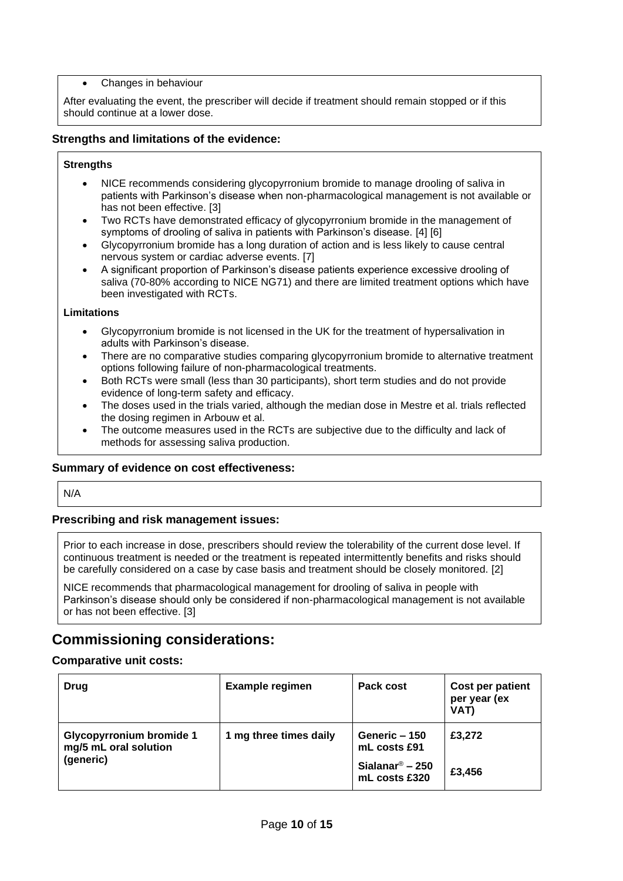- Changes in behaviour

After evaluating the event, the prescriber will decide if treatment should remain stopped or if this should continue at a lower dose.

### Strengths and limitations of the evidence:

**Strengths**

- NICE recommends considering glycopyrronium bromide to manage drooling of saliva in patients with Parkinson's disease when non-pharmacological management is not available or has not been effective. [3]
- Two RCTs have demonstrated efficacy of glycopyrronium bromide in the management of symptoms of drooling of saliva in patients with Parkinson's disease. [4] [6]
- Glycopyrronium bromide has a long duration of action and is less likely to cause central nervous system or cardiac adverse events. [7]
- A significant proportion of Parkinson's disease patients experience excessive drooling of saliva (70-80% according to NICE NG71) and there are limited treatment options which have been investigated with RCTs.

**Limitations**

- Glycopyrronium bromide is not licensed in the UK for the treatment of hypersalivation in adults with Parkinson's disease.
- There are no comparative studies comparing glycopyrronium bromide to alternative treatment options following failure of non-pharmacological treatments.
- Both RCTs were small (less than 30 participants), short term studies and do not provide evidence of long-term safety and efficacy.
- The doses used in the trials varied, although the median dose in Mestre et al. trials reflected the dosing regimen in Arbouw et al.
- The outcome measures used in the RCTs are subjective due to the difficulty and lack of methods for assessing saliva production.

### Summary of evidence on cost effectiveness:

N/A

### Prescribing and risk management issues:

Prior to each increase in dose, prescribers should review the tolerability of the current dose level. If continuous treatment is needed or the treatment is repeated intermittently benefits and risks should be carefully considered on a case by case basis and treatment should be closely monitored. [2]

NICE recommends that pharmacological management for drooling of saliva in people with Parkinson's disease should only be considered if non-pharmacological management is not available or has not been effective. [3]

## Commissioning considerations:

### Comparative unit costs:

| Drug | Example regimen | Pack cost | Cost per patient per year (ex VAT) |
|---|---|---|---|
| **Glycopyrronium bromide 1 mg/5 mL oral solution (generic)** | 1 mg three times daily | Generic – 150 mL costs £91 | £3,272 |
| | | Sialanar® – 250 mL costs £320 | £3,456 |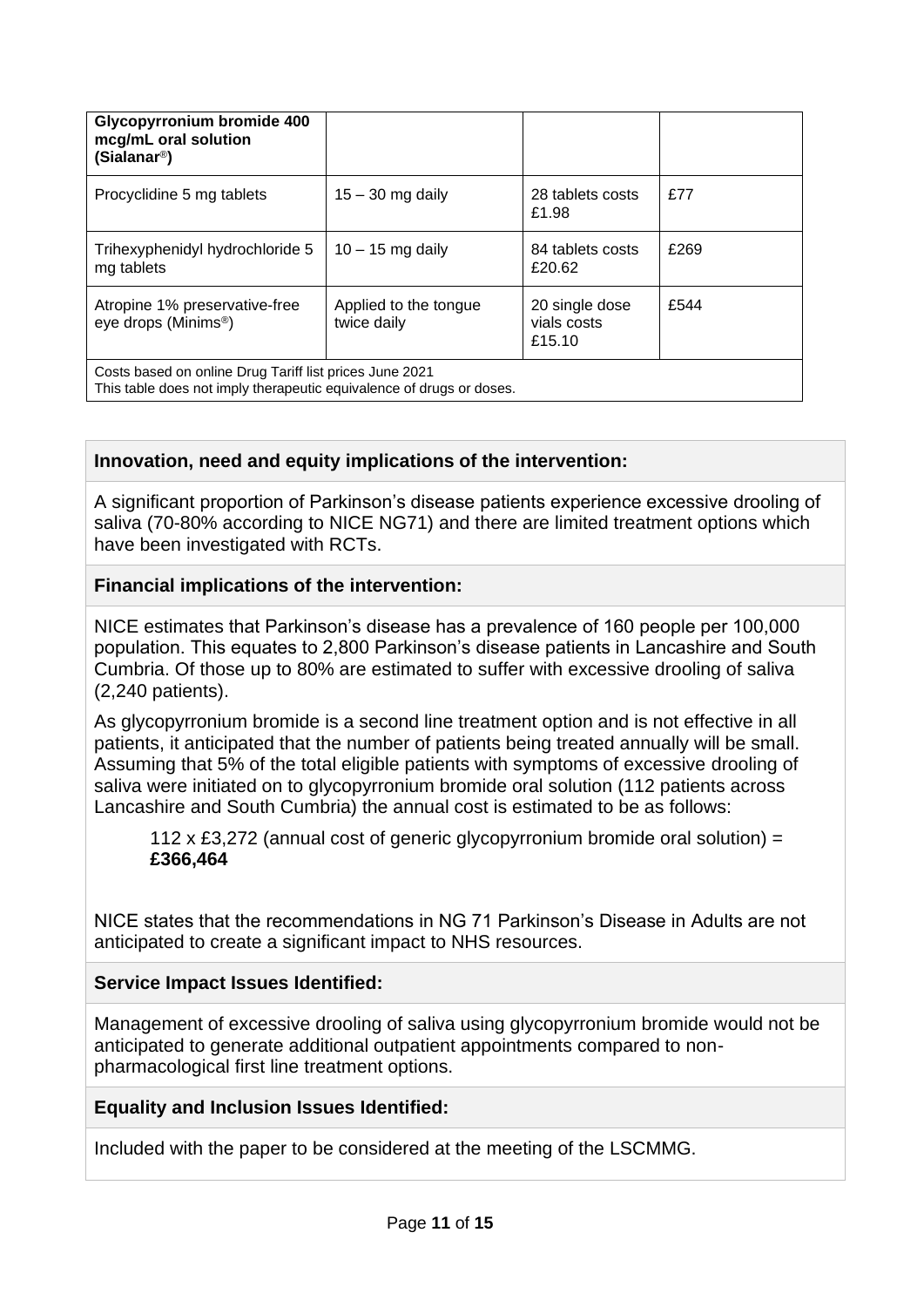| **Glycopyrronium bromide 400 mcg/mL oral solution (Sialanar®)** | | | |
|---|---|---|---|
| Procyclidine 5 mg tablets | 15 – 30 mg daily | 28 tablets costs £1.98 | £77 |
| Trihexyphenidyl hydrochloride 5 mg tablets | 10 – 15 mg daily | 84 tablets costs £20.62 | £269 |
| Atropine 1% preservative-free eye drops (Minims®) | Applied to the tongue twice daily | 20 single dose vials costs £15.10 | £544 |
| Costs based on online Drug Tariff list prices June 2021<br>This table does not imply therapeutic equivalence of drugs or doses. | | | |

**Innovation, need and equity implications of the intervention:**

A significant proportion of Parkinson's disease patients experience excessive drooling of saliva (70-80% according to NICE NG71) and there are limited treatment options which have been investigated with RCTs.

**Financial implications of the intervention:**

NICE estimates that Parkinson's disease has a prevalence of 160 people per 100,000 population. This equates to 2,800 Parkinson's disease patients in Lancashire and South Cumbria. Of those up to 80% are estimated to suffer with excessive drooling of saliva (2,240 patients).

As glycopyrronium bromide is a second line treatment option and is not effective in all patients, it anticipated that the number of patients being treated annually will be small. Assuming that 5% of the total eligible patients with symptoms of excessive drooling of saliva were initiated on to glycopyrronium bromide oral solution (112 patients across Lancashire and South Cumbria) the annual cost is estimated to be as follows:

> 112 x £3,272 (annual cost of generic glycopyrronium bromide oral solution) = **£366,464**

NICE states that the recommendations in NG 71 Parkinson's Disease in Adults are not anticipated to create a significant impact to NHS resources.

**Service Impact Issues Identified:**

Management of excessive drooling of saliva using glycopyrronium bromide would not be anticipated to generate additional outpatient appointments compared to non-pharmacological first line treatment options.

**Equality and Inclusion Issues Identified:**

Included with the paper to be considered at the meeting of the LSCMMG.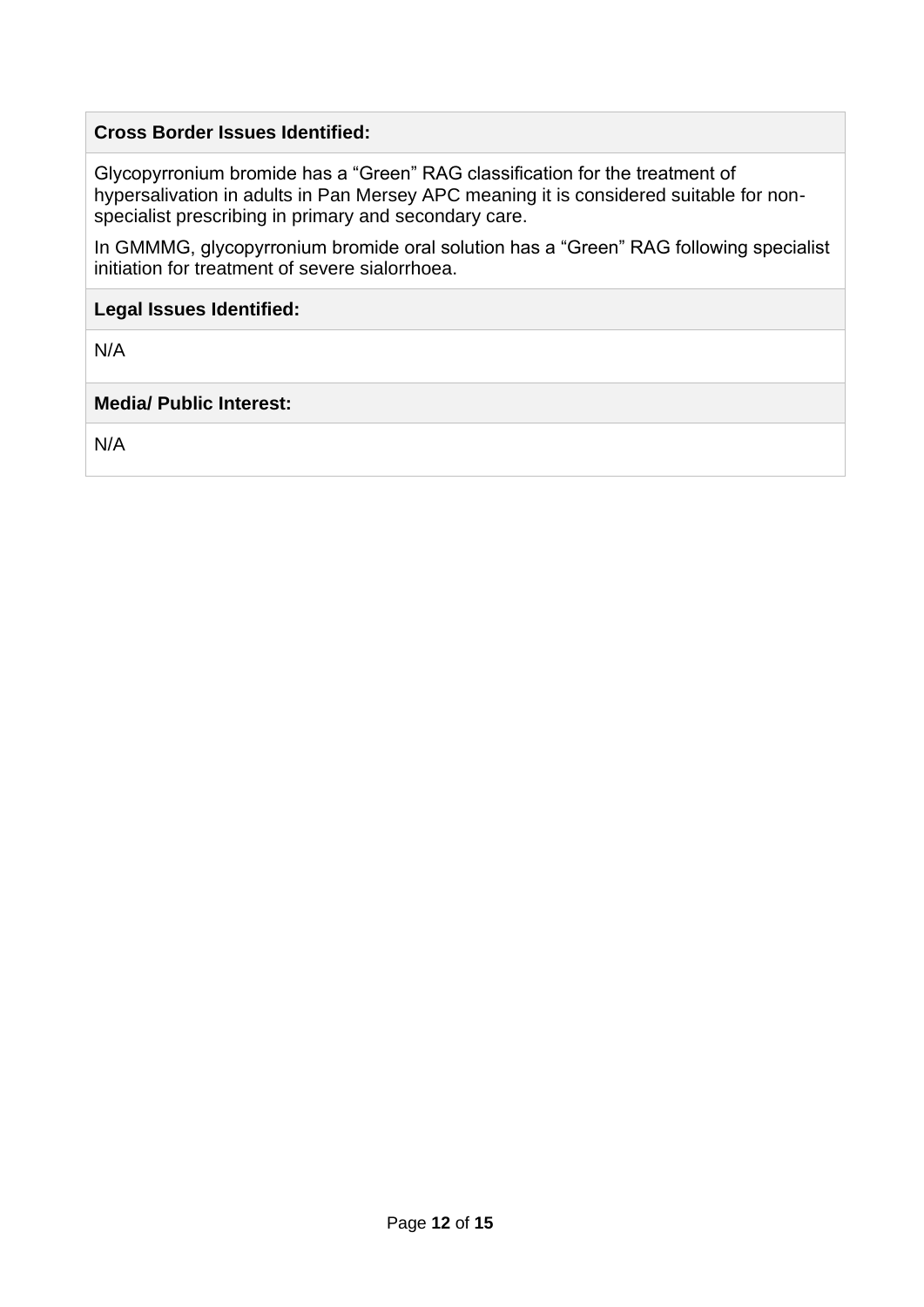**Cross Border Issues Identified:**

Glycopyrronium bromide has a “Green” RAG classification for the treatment of hypersalivation in adults in Pan Mersey APC meaning it is considered suitable for non-specialist prescribing in primary and secondary care.

In GMMMG, glycopyrronium bromide oral solution has a “Green” RAG following specialist initiation for treatment of severe sialorrhoea.

**Legal Issues Identified:**

N/A

**Media/ Public Interest:**

N/A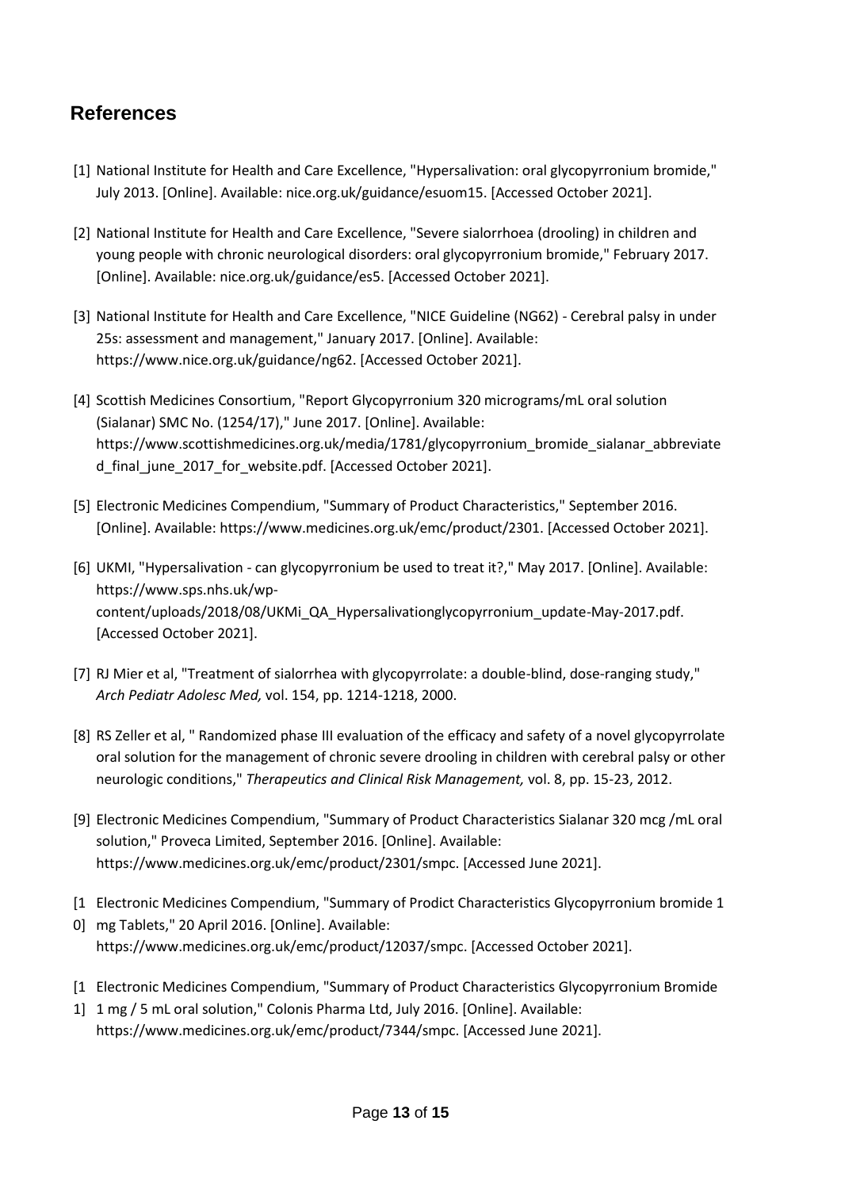## References

[1] National Institute for Health and Care Excellence, "Hypersalivation: oral glycopyrronium bromide," July 2013. [Online]. Available: nice.org.uk/guidance/esuom15. [Accessed October 2021].

[2] National Institute for Health and Care Excellence, "Severe sialorrhoea (drooling) in children and young people with chronic neurological disorders: oral glycopyrronium bromide," February 2017. [Online]. Available: nice.org.uk/guidance/es5. [Accessed October 2021].

[3] National Institute for Health and Care Excellence, "NICE Guideline (NG62) - Cerebral palsy in under 25s: assessment and management," January 2017. [Online]. Available: https://www.nice.org.uk/guidance/ng62. [Accessed October 2021].

[4] Scottish Medicines Consortium, "Report Glycopyrronium 320 micrograms/mL oral solution (Sialanar) SMC No. (1254/17)," June 2017. [Online]. Available: https://www.scottishmedicines.org.uk/media/1781/glycopyrronium_bromide_sialanar_abbreviated_final_june_2017_for_website.pdf. [Accessed October 2021].

[5] Electronic Medicines Compendium, "Summary of Product Characteristics," September 2016. [Online]. Available: https://www.medicines.org.uk/emc/product/2301. [Accessed October 2021].

[6] UKMI, "Hypersalivation - can glycopyrronium be used to treat it?," May 2017. [Online]. Available: https://www.sps.nhs.uk/wp-content/uploads/2018/08/UKMi_QA_Hypersalivationglycopyrronium_update-May-2017.pdf. [Accessed October 2021].

[7] RJ Mier et al, "Treatment of sialorrhea with glycopyrrolate: a double-blind, dose-ranging study," *Arch Pediatr Adolesc Med,* vol. 154, pp. 1214-1218, 2000.

[8] RS Zeller et al, " Randomized phase III evaluation of the efficacy and safety of a novel glycopyrrolate oral solution for the management of chronic severe drooling in children with cerebral palsy or other neurologic conditions," *Therapeutics and Clinical Risk Management,* vol. 8, pp. 15-23, 2012.

[9] Electronic Medicines Compendium, "Summary of Product Characteristics Sialanar 320 mcg /mL oral solution," Proveca Limited, September 2016. [Online]. Available: https://www.medicines.org.uk/emc/product/2301/smpc. [Accessed June 2021].

[10] Electronic Medicines Compendium, "Summary of Prodict Characteristics Glycopyrronium bromide 1 mg Tablets," 20 April 2016. [Online]. Available: https://www.medicines.org.uk/emc/product/12037/smpc. [Accessed October 2021].

[11] Electronic Medicines Compendium, "Summary of Product Characteristics Glycopyrronium Bromide 1 mg / 5 mL oral solution," Colonis Pharma Ltd, July 2016. [Online]. Available: https://www.medicines.org.uk/emc/product/7344/smpc. [Accessed June 2021].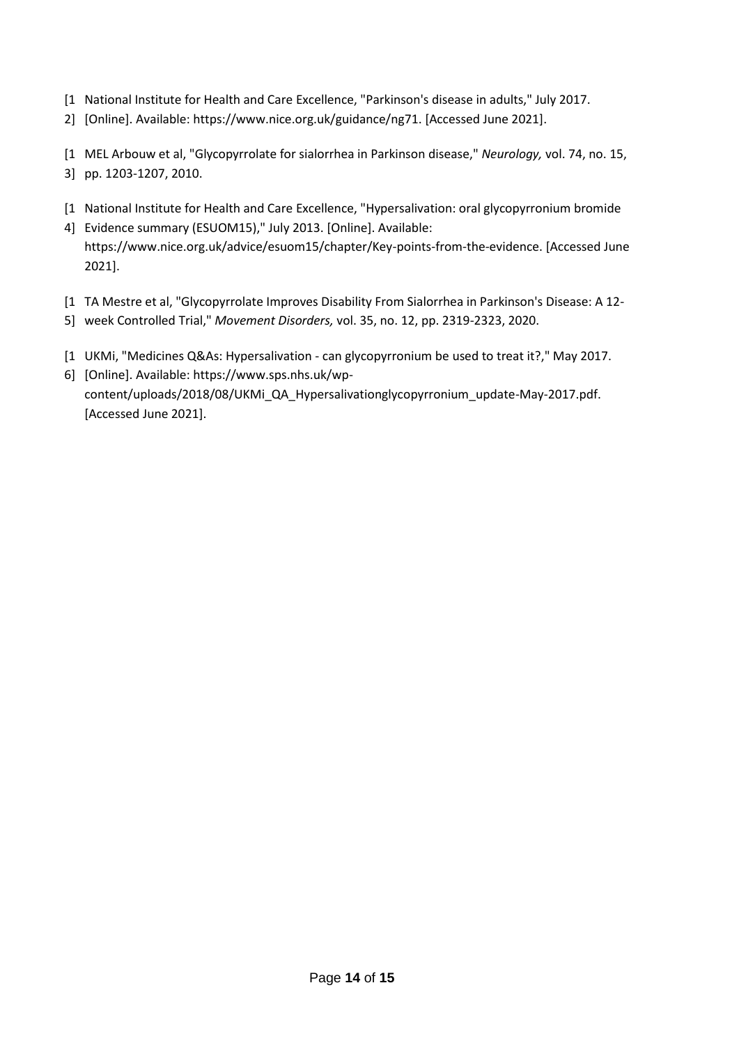[12] National Institute for Health and Care Excellence, "Parkinson's disease in adults," July 2017. [Online]. Available: https://www.nice.org.uk/guidance/ng71. [Accessed June 2021].

[13] MEL Arbouw et al, "Glycopyrrolate for sialorrhea in Parkinson disease," *Neurology,* vol. 74, no. 15, pp. 1203-1207, 2010.

[14] National Institute for Health and Care Excellence, "Hypersalivation: oral glycopyrronium bromide Evidence summary (ESUOM15)," July 2013. [Online]. Available: https://www.nice.org.uk/advice/esuom15/chapter/Key-points-from-the-evidence. [Accessed June 2021].

[15] TA Mestre et al, "Glycopyrrolate Improves Disability From Sialorrhea in Parkinson's Disease: A 12-week Controlled Trial," *Movement Disorders,* vol. 35, no. 12, pp. 2319-2323, 2020.

[16] UKMi, "Medicines Q&As: Hypersalivation - can glycopyrronium be used to treat it?," May 2017. [Online]. Available: https://www.sps.nhs.uk/wp-content/uploads/2018/08/UKMi_QA_Hypersalivationglycopyrronium_update-May-2017.pdf. [Accessed June 2021].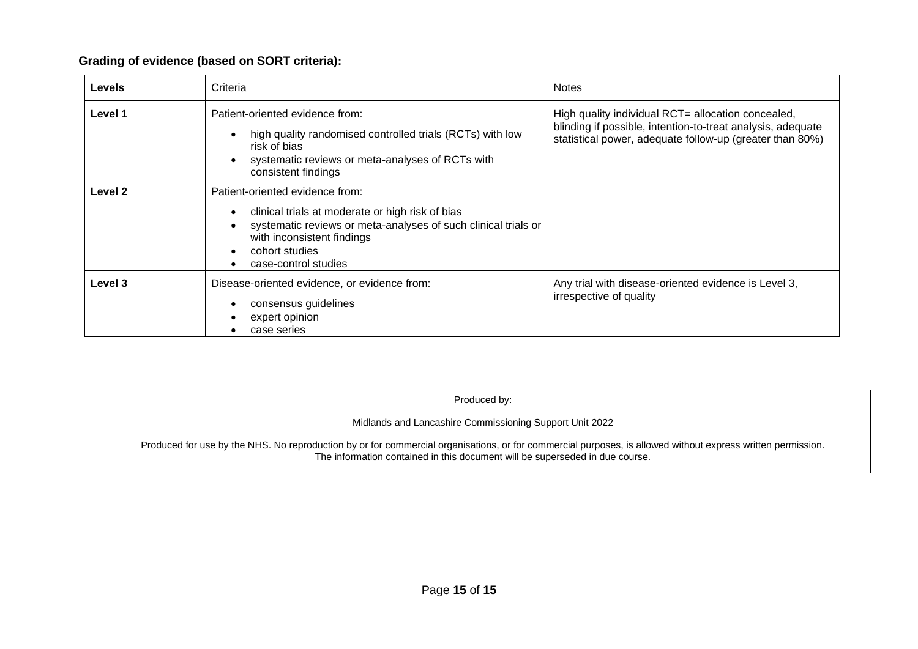**Grading of evidence (based on SORT criteria):**

| Levels | Criteria | Notes |
|---|---|---|
| **Level 1** | Patient-oriented evidence from:<br>• high quality randomised controlled trials (RCTs) with low risk of bias<br>• systematic reviews or meta-analyses of RCTs with consistent findings | High quality individual RCT= allocation concealed, blinding if possible, intention-to-treat analysis, adequate statistical power, adequate follow-up (greater than 80%) |
| **Level 2** | Patient-oriented evidence from:<br>• clinical trials at moderate or high risk of bias<br>• systematic reviews or meta-analyses of such clinical trials or with inconsistent findings<br>• cohort studies<br>• case-control studies | |
| **Level 3** | Disease-oriented evidence, or evidence from:<br>• consensus guidelines<br>• expert opinion<br>• case series | Any trial with disease-oriented evidence is Level 3, irrespective of quality |

Produced by:

Midlands and Lancashire Commissioning Support Unit 2022

Produced for use by the NHS. No reproduction by or for commercial organisations, or for commercial purposes, is allowed without express written permission. The information contained in this document will be superseded in due course.